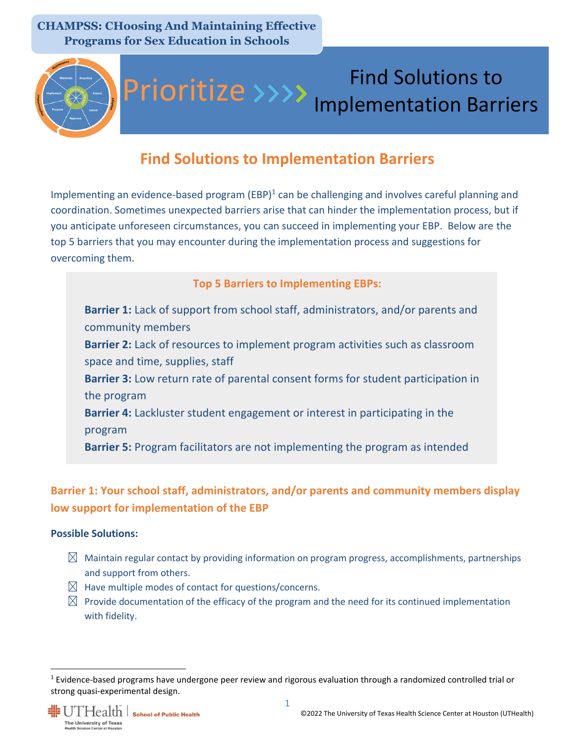**CHAMPSS: CHoosing And Maintaining Effective Programs for Sex Education in Schools**

Prioritize >>>> Find Solutions to Implementation Barriers

# Find Solutions to Implementation Barriers

Implementing an evidence-based program (EBP)[1] can be challenging and involves careful planning and coordination. Sometimes unexpected barriers arise that can hinder the implementation process, but if you anticipate unforeseen circumstances, you can succeed in implementing your EBP. Below are the top 5 barriers that you may encounter during the implementation process and suggestions for overcoming them.

### Top 5 Barriers to Implementing EBPs:

**Barrier 1:** Lack of support from school staff, administrators, and/or parents and community members
**Barrier 2:** Lack of resources to implement program activities such as classroom space and time, supplies, staff
**Barrier 3:** Low return rate of parental consent forms for student participation in the program
**Barrier 4:** Lackluster student engagement or interest in participating in the program
**Barrier 5:** Program facilitators are not implementing the program as intended

## Barrier 1: Your school staff, administrators, and/or parents and community members display low support for implementation of the EBP

**Possible Solutions:**

- ☒ Maintain regular contact by providing information on program progress, accomplishments, partnerships and support from others.
- ☒ Have multiple modes of contact for questions/concerns.
- ☒ Provide documentation of the efficacy of the program and the need for its continued implementation with fidelity.

[1] Evidence-based programs have undergone peer review and rigorous evaluation through a randomized controlled trial or strong quasi-experimental design.

©2022 The University of Texas Health Science Center at Houston (UTHealth)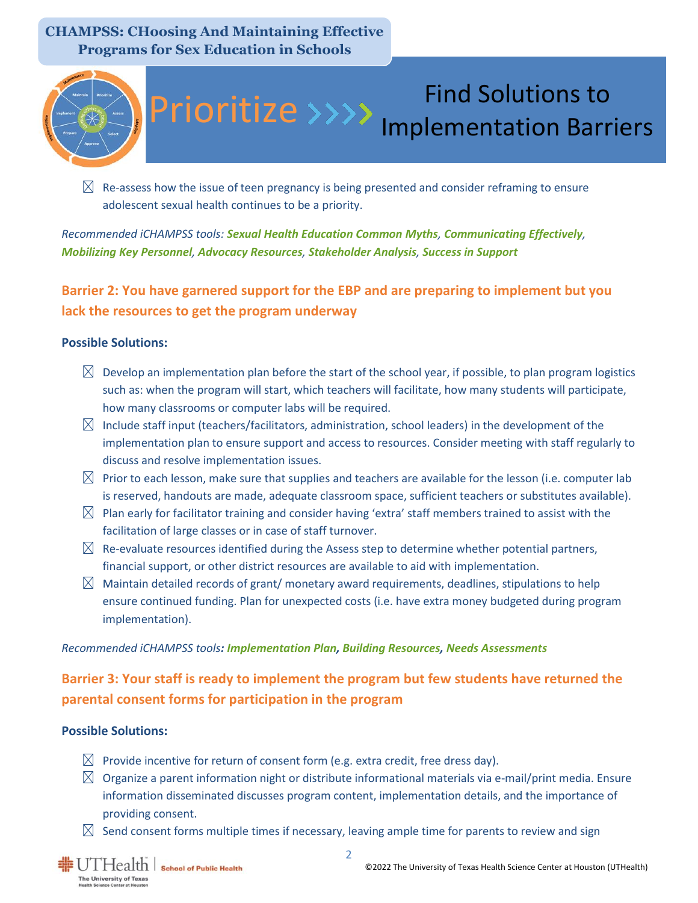CHAMPSS: CHoosing And Maintaining Effective Programs for Sex Education in Schools

# Prioritize >>>> Find Solutions to Implementation Barriers

- ☒ Re-assess how the issue of teen pregnancy is being presented and consider reframing to ensure adolescent sexual health continues to be a priority.

*Recommended iCHAMPSS tools:* ***Sexual Health Education Common Myths**, **Communicating Effectively**, **Mobilizing Key Personnel**, **Advocacy Resources**, **Stakeholder Analysis**, **Success in Support***

## Barrier 2: You have garnered support for the EBP and are preparing to implement but you lack the resources to get the program underway

**Possible Solutions:**

- ☒ Develop an implementation plan before the start of the school year, if possible, to plan program logistics such as: when the program will start, which teachers will facilitate, how many students will participate, how many classrooms or computer labs will be required.
- ☒ Include staff input (teachers/facilitators, administration, school leaders) in the development of the implementation plan to ensure support and access to resources. Consider meeting with staff regularly to discuss and resolve implementation issues.
- ☒ Prior to each lesson, make sure that supplies and teachers are available for the lesson (i.e. computer lab is reserved, handouts are made, adequate classroom space, sufficient teachers or substitutes available).
- ☒ Plan early for facilitator training and consider having 'extra' staff members trained to assist with the facilitation of large classes or in case of staff turnover.
- ☒ Re-evaluate resources identified during the Assess step to determine whether potential partners, financial support, or other district resources are available to aid with implementation.
- ☒ Maintain detailed records of grant/ monetary award requirements, deadlines, stipulations to help ensure continued funding. Plan for unexpected costs (i.e. have extra money budgeted during program implementation).

*Recommended iCHAMPSS tools:* ***Implementation Plan**, **Building Resources**, **Needs Assessments***

## Barrier 3: Your staff is ready to implement the program but few students have returned the parental consent forms for participation in the program

**Possible Solutions:**

- ☒ Provide incentive for return of consent form (e.g. extra credit, free dress day).
- ☒ Organize a parent information night or distribute informational materials via e-mail/print media. Ensure information disseminated discusses program content, implementation details, and the importance of providing consent.
- ☒ Send consent forms multiple times if necessary, leaving ample time for parents to review and sign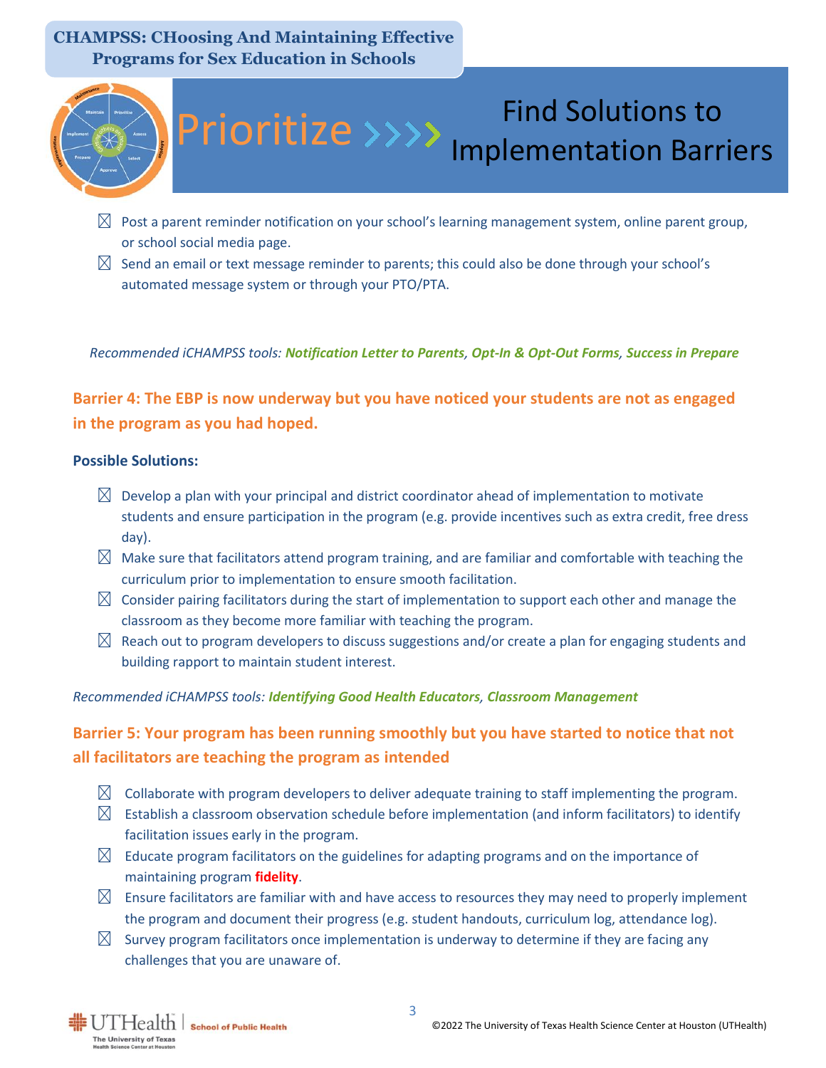# CHAMPSS: CHoosing And Maintaining Effective Programs for Sex Education in Schools

## Prioritize >>>> Find Solutions to Implementation Barriers

- ☒ Post a parent reminder notification on your school's learning management system, online parent group, or school social media page.
- ☒ Send an email or text message reminder to parents; this could also be done through your school's automated message system or through your PTO/PTA.

*Recommended iCHAMPSS tools:* ***Notification Letter to Parents, Opt-In & Opt-Out Forms, Success in Prepare***

### Barrier 4: The EBP is now underway but you have noticed your students are not as engaged in the program as you had hoped.

**Possible Solutions:**

- ☒ Develop a plan with your principal and district coordinator ahead of implementation to motivate students and ensure participation in the program (e.g. provide incentives such as extra credit, free dress day).
- ☒ Make sure that facilitators attend program training, and are familiar and comfortable with teaching the curriculum prior to implementation to ensure smooth facilitation.
- ☒ Consider pairing facilitators during the start of implementation to support each other and manage the classroom as they become more familiar with teaching the program.
- ☒ Reach out to program developers to discuss suggestions and/or create a plan for engaging students and building rapport to maintain student interest.

*Recommended iCHAMPSS tools:* ***Identifying Good Health Educators, Classroom Management***

### Barrier 5: Your program has been running smoothly but you have started to notice that not all facilitators are teaching the program as intended

- ☒ Collaborate with program developers to deliver adequate training to staff implementing the program.
- ☒ Establish a classroom observation schedule before implementation (and inform facilitators) to identify facilitation issues early in the program.
- ☒ Educate program facilitators on the guidelines for adapting programs and on the importance of maintaining program **fidelity**.
- ☒ Ensure facilitators are familiar with and have access to resources they may need to properly implement the program and document their progress (e.g. student handouts, curriculum log, attendance log).
- ☒ Survey program facilitators once implementation is underway to determine if they are facing any challenges that you are unaware of.

©2022 The University of Texas Health Science Center at Houston (UTHealth)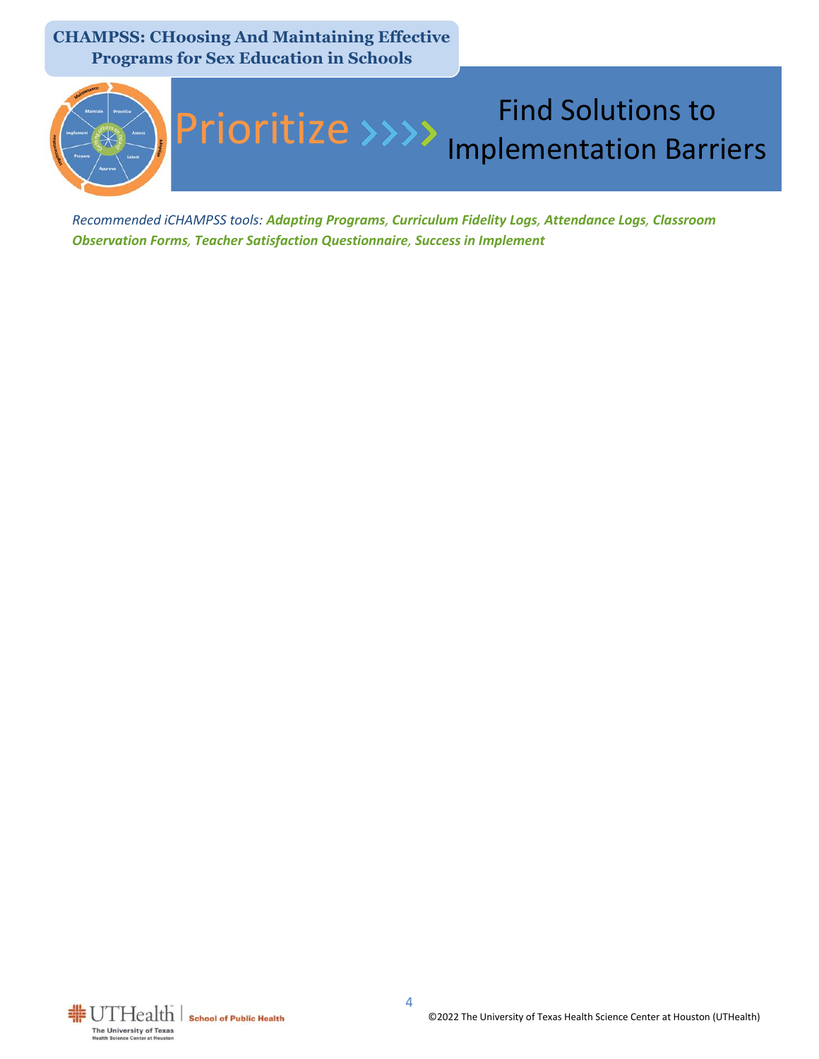**CHAMPSS: CHoosing And Maintaining Effective Programs for Sex Education in Schools**

# Prioritize ›››› Find Solutions to Implementation Barriers

*Recommended iCHAMPSS tools:* ***Adapting Programs, Curriculum Fidelity Logs, Attendance Logs, Classroom Observation Forms, Teacher Satisfaction Questionnaire, Success in Implement***

©2022 The University of Texas Health Science Center at Houston (UTHealth)